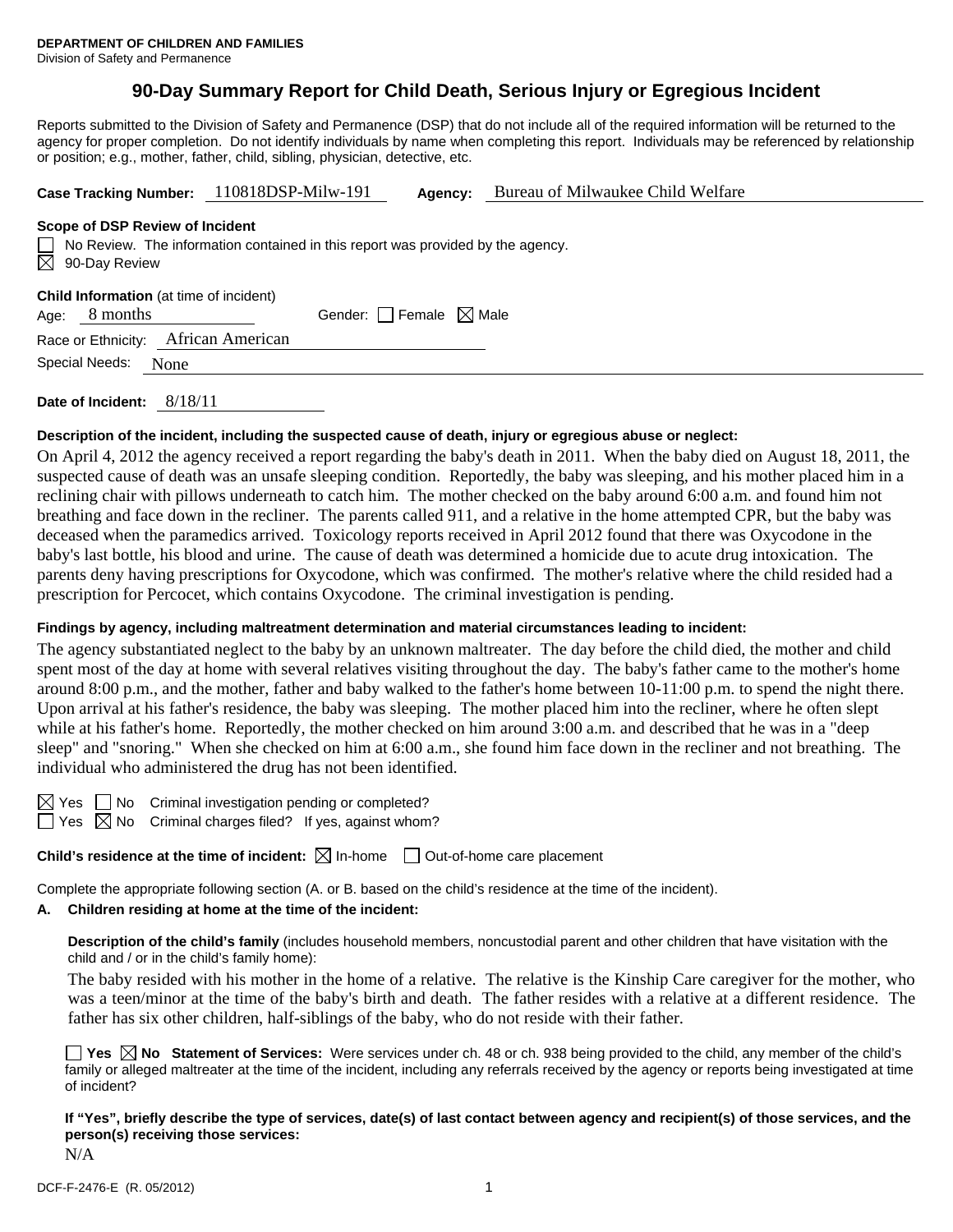**DEPARTMENT OF CHILDREN AND FAMILIES**
Division of Safety and Permanence

# 90-Day Summary Report for Child Death, Serious Injury or Egregious Incident

Reports submitted to the Division of Safety and Permanence (DSP) that do not include all of the required information will be returned to the agency for proper completion. Do not identify individuals by name when completing this report. Individuals may be referenced by relationship or position; e.g., mother, father, child, sibling, physician, detective, etc.

**Case Tracking Number:** 110818DSP-Milw-191 **Agency:** Bureau of Milwaukee Child Welfare

**Scope of DSP Review of Incident**

☐ No Review. The information contained in this report was provided by the agency.
☒ 90-Day Review

**Child Information** (at time of incident)

Age: 8 months Gender: ☐ Female ☒ Male

Race or Ethnicity: African American

Special Needs: None

**Date of Incident:** 8/18/11

**Description of the incident, including the suspected cause of death, injury or egregious abuse or neglect:**

On April 4, 2012 the agency received a report regarding the baby's death in 2011. When the baby died on August 18, 2011, the suspected cause of death was an unsafe sleeping condition. Reportedly, the baby was sleeping, and his mother placed him in a reclining chair with pillows underneath to catch him. The mother checked on the baby around 6:00 a.m. and found him not breathing and face down in the recliner. The parents called 911, and a relative in the home attempted CPR, but the baby was deceased when the paramedics arrived. Toxicology reports received in April 2012 found that there was Oxycodone in the baby's last bottle, his blood and urine. The cause of death was determined a homicide due to acute drug intoxication. The parents deny having prescriptions for Oxycodone, which was confirmed. The mother's relative where the child resided had a prescription for Percocet, which contains Oxycodone. The criminal investigation is pending.

**Findings by agency, including maltreatment determination and material circumstances leading to incident:**

The agency substantiated neglect to the baby by an unknown maltreater. The day before the child died, the mother and child spent most of the day at home with several relatives visiting throughout the day. The baby's father came to the mother's home around 8:00 p.m., and the mother, father and baby walked to the father's home between 10-11:00 p.m. to spend the night there. Upon arrival at his father's residence, the baby was sleeping. The mother placed him into the recliner, where he often slept while at his father's home. Reportedly, the mother checked on him around 3:00 a.m. and described that he was in a "deep sleep" and "snoring." When she checked on him at 6:00 a.m., she found him face down in the recliner and not breathing. The individual who administered the drug has not been identified.

☒ Yes ☐ No Criminal investigation pending or completed?
☐ Yes ☒ No Criminal charges filed? If yes, against whom?

**Child's residence at the time of incident:** ☒ In-home ☐ Out-of-home care placement

Complete the appropriate following section (A. or B. based on the child's residence at the time of the incident).

**A. Children residing at home at the time of the incident:**

**Description of the child's family** (includes household members, noncustodial parent and other children that have visitation with the child and / or in the child's family home):

The baby resided with his mother in the home of a relative. The relative is the Kinship Care caregiver for the mother, who was a teen/minor at the time of the baby's birth and death. The father resides with a relative at a different residence. The father has six other children, half-siblings of the baby, who do not reside with their father.

☐ **Yes** ☒ **No Statement of Services:** Were services under ch. 48 or ch. 938 being provided to the child, any member of the child's family or alleged maltreater at the time of the incident, including any referrals received by the agency or reports being investigated at time of incident?

**If "Yes", briefly describe the type of services, date(s) of last contact between agency and recipient(s) of those services, and the person(s) receiving those services:**

N/A

DCF-F-2476-E (R. 05/2012)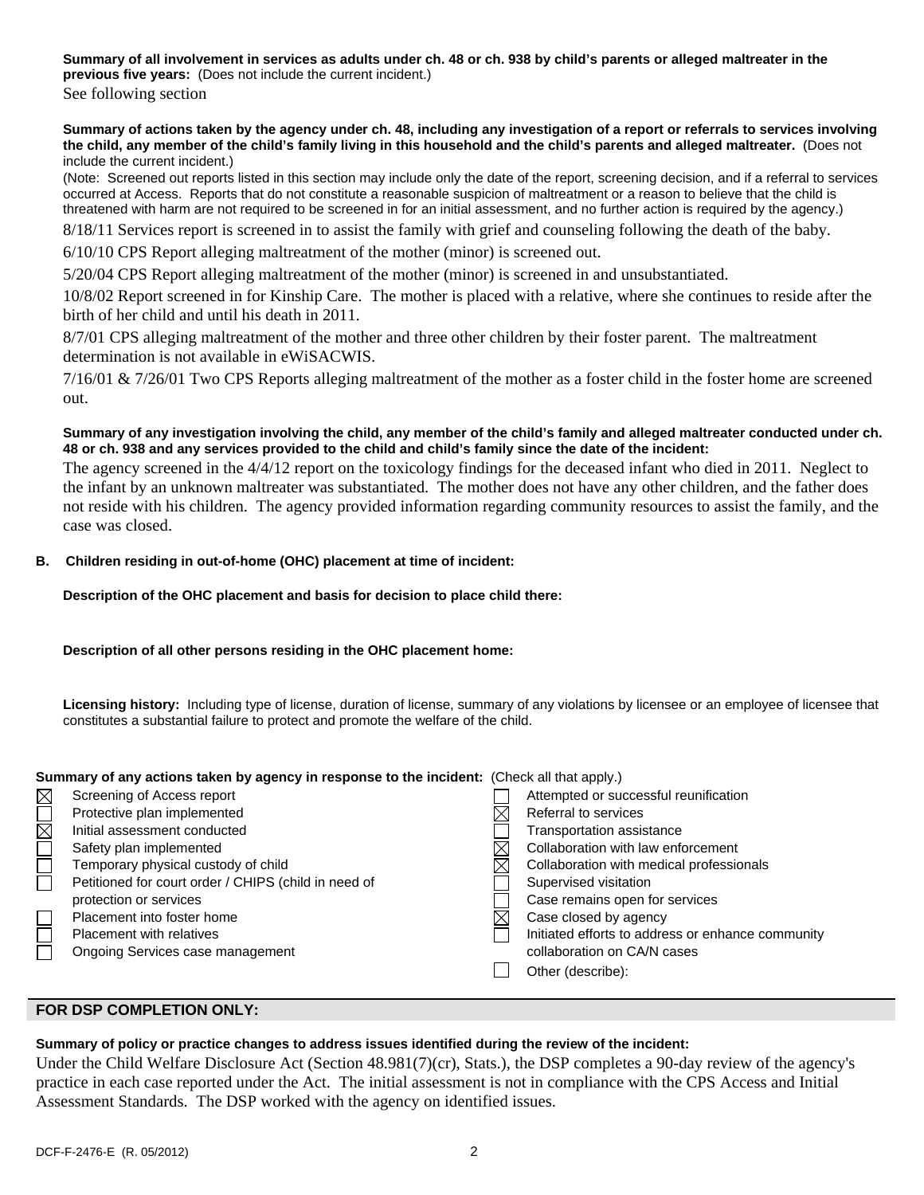**Summary of all involvement in services as adults under ch. 48 or ch. 938 by child's parents or alleged maltreater in the previous five years:** (Does not include the current incident.)

See following section

**Summary of actions taken by the agency under ch. 48, including any investigation of a report or referrals to services involving the child, any member of the child's family living in this household and the child's parents and alleged maltreater.** (Does not include the current incident.)

(Note: Screened out reports listed in this section may include only the date of the report, screening decision, and if a referral to services occurred at Access. Reports that do not constitute a reasonable suspicion of maltreatment or a reason to believe that the child is threatened with harm are not required to be screened in for an initial assessment, and no further action is required by the agency.)

8/18/11 Services report is screened in to assist the family with grief and counseling following the death of the baby.

6/10/10 CPS Report alleging maltreatment of the mother (minor) is screened out.

5/20/04 CPS Report alleging maltreatment of the mother (minor) is screened in and unsubstantiated.

10/8/02 Report screened in for Kinship Care. The mother is placed with a relative, where she continues to reside after the birth of her child and until his death in 2011.

8/7/01 CPS alleging maltreatment of the mother and three other children by their foster parent. The maltreatment determination is not available in eWiSACWIS.

7/16/01 & 7/26/01 Two CPS Reports alleging maltreatment of the mother as a foster child in the foster home are screened out.

**Summary of any investigation involving the child, any member of the child's family and alleged maltreater conducted under ch. 48 or ch. 938 and any services provided to the child and child's family since the date of the incident:**

The agency screened in the 4/4/12 report on the toxicology findings for the deceased infant who died in 2011. Neglect to the infant by an unknown maltreater was substantiated. The mother does not have any other children, and the father does not reside with his children. The agency provided information regarding community resources to assist the family, and the case was closed.

**B. Children residing in out-of-home (OHC) placement at time of incident:**

**Description of the OHC placement and basis for decision to place child there:**

**Description of all other persons residing in the OHC placement home:**

**Licensing history:** Including type of license, duration of license, summary of any violations by licensee or an employee of licensee that constitutes a substantial failure to protect and promote the welfare of the child.

**Summary of any actions taken by agency in response to the incident:** (Check all that apply.)

- [x] Screening of Access report
- [ ] Protective plan implemented
- [x] Initial assessment conducted
- [ ] Safety plan implemented
- [ ] Temporary physical custody of child
- [ ] Petitioned for court order / CHIPS (child in need of protection or services
- [ ] Placement into foster home
- [ ] Placement with relatives
- [ ] Ongoing Services case management
- [ ] Attempted or successful reunification
- [x] Referral to services
- [ ] Transportation assistance
- [x] Collaboration with law enforcement
- [x] Collaboration with medical professionals
- [ ] Supervised visitation
- [ ] Case remains open for services
- [x] Case closed by agency
- [ ] Initiated efforts to address or enhance community collaboration on CA/N cases
- [ ] Other (describe):

## FOR DSP COMPLETION ONLY:

**Summary of policy or practice changes to address issues identified during the review of the incident:**

Under the Child Welfare Disclosure Act (Section 48.981(7)(cr), Stats.), the DSP completes a 90-day review of the agency's practice in each case reported under the Act. The initial assessment is not in compliance with the CPS Access and Initial Assessment Standards. The DSP worked with the agency on identified issues.

DCF-F-2476-E (R. 05/2012)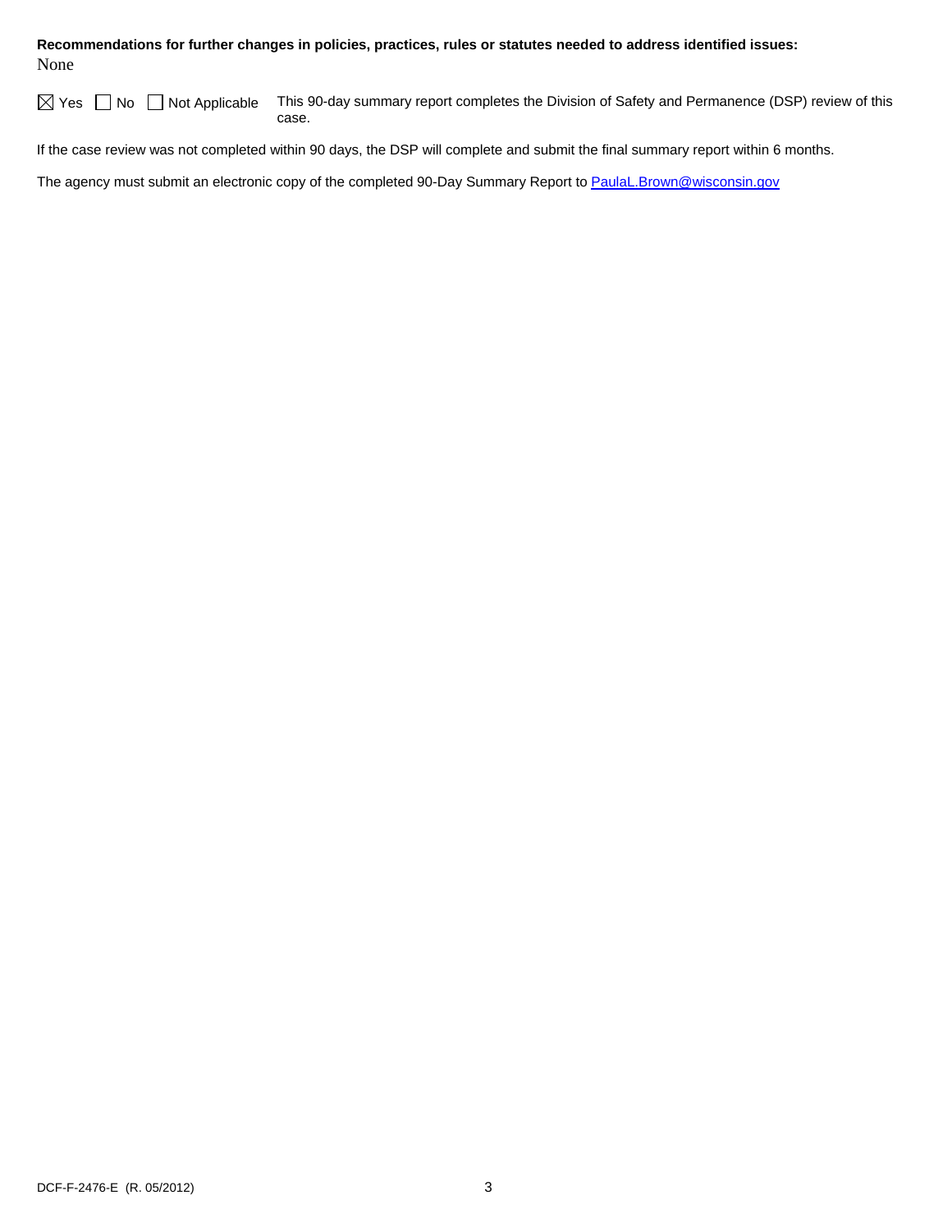**Recommendations for further changes in policies, practices, rules or statutes needed to address identified issues:**
None

☒ Yes ☐ No ☐ Not Applicable This 90-day summary report completes the Division of Safety and Permanence (DSP) review of this case.

If the case review was not completed within 90 days, the DSP will complete and submit the final summary report within 6 months.

The agency must submit an electronic copy of the completed 90-Day Summary Report to PaulaL.Brown@wisconsin.gov

DCF-F-2476-E (R. 05/2012)